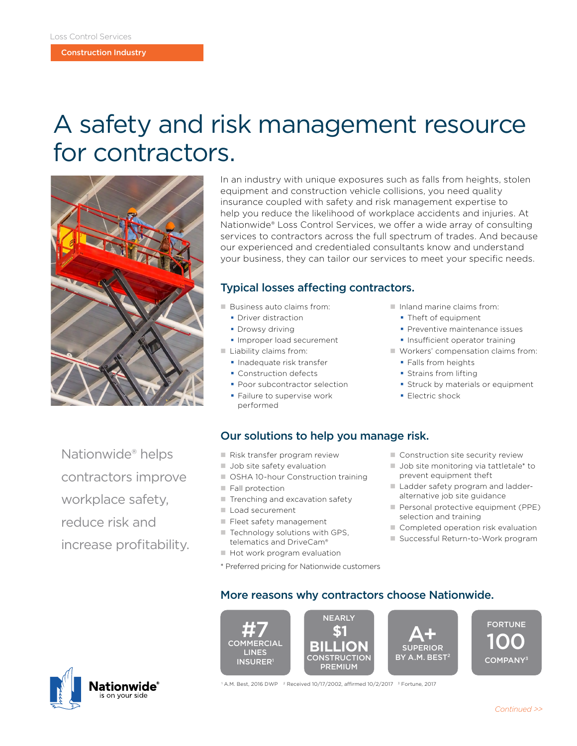Loss Control Services

**Construction Industry**

# A safety and risk management resource for contractors.

In an industry with unique exposures such as falls from heights, stolen equipment and construction vehicle collisions, you need quality insurance coupled with safety and risk management expertise to help you reduce the likelihood of workplace accidents and injuries. At Nationwide® Loss Control Services, we offer a wide array of consulting services to contractors across the full spectrum of trades. And because our experienced and credentialed consultants know and understand your business, they can tailor our services to meet your specific needs.

## Typical losses affecting contractors.

- Business auto claims from:
  - Driver distraction
  - Drowsy driving
  - Improper load securement
- Liability claims from:
  - Inadequate risk transfer
  - Construction defects
  - Poor subcontractor selection
  - Failure to supervise work performed
- Inland marine claims from:
  - Theft of equipment
  - Preventive maintenance issues
  - Insufficient operator training
- Workers' compensation claims from:
  - Falls from heights
  - Strains from lifting
  - Struck by materials or equipment
  - Electric shock

Nationwide® helps contractors improve workplace safety, reduce risk and increase profitability.

## Our solutions to help you manage risk.

- Risk transfer program review
- Job site safety evaluation
- OSHA 10-hour Construction training
- Fall protection
- Trenching and excavation safety
- Load securement
- Fleet safety management
- Technology solutions with GPS, telematics and DriveCam®
- Hot work program evaluation
- Construction site security review
- Job site monitoring via tattletale* to prevent equipment theft
- Ladder safety program and ladder-alternative job site guidance
- Personal protective equipment (PPE) selection and training
- Completed operation risk evaluation
- Successful Return-to-Work program

* Preferred pricing for Nationwide customers

## More reasons why contractors choose Nationwide.

- **#7** COMMERCIAL LINES INSURER[1]
- NEARLY **$1 BILLION** CONSTRUCTION PREMIUM
- **A+** SUPERIOR BY A.M. BEST[2]
- FORTUNE **100** COMPANY[3]

[1] A.M. Best, 2016 DWP [2] Received 10/17/2002, affirmed 10/2/2017 [3] Fortune, 2017

Nationwide® is on your side

Continued >>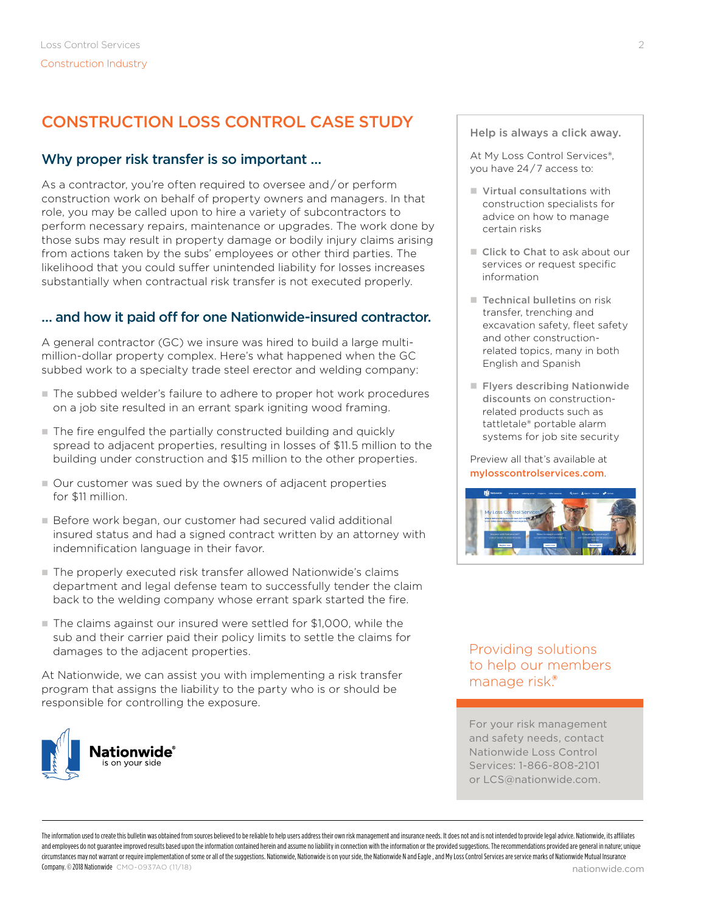# CONSTRUCTION LOSS CONTROL CASE STUDY

## Why proper risk transfer is so important …

As a contractor, you're often required to oversee and/or perform construction work on behalf of property owners and managers. In that role, you may be called upon to hire a variety of subcontractors to perform necessary repairs, maintenance or upgrades. The work done by those subs may result in property damage or bodily injury claims arising from actions taken by the subs' employees or other third parties. The likelihood that you could suffer unintended liability for losses increases substantially when contractual risk transfer is not executed properly.

## … and how it paid off for one Nationwide-insured contractor.

A general contractor (GC) we insure was hired to build a large multi-million-dollar property complex. Here's what happened when the GC subbed work to a specialty trade steel erector and welding company:

- The subbed welder's failure to adhere to proper hot work procedures on a job site resulted in an errant spark igniting wood framing.
- The fire engulfed the partially constructed building and quickly spread to adjacent properties, resulting in losses of $11.5 million to the building under construction and $15 million to the other properties.
- Our customer was sued by the owners of adjacent properties for $11 million.
- Before work began, our customer had secured valid additional insured status and had a signed contract written by an attorney with indemnification language in their favor.
- The properly executed risk transfer allowed Nationwide's claims department and legal defense team to successfully tender the claim back to the welding company whose errant spark started the fire.
- The claims against our insured were settled for $1,000, while the sub and their carrier paid their policy limits to settle the claims for damages to the adjacent properties.

At Nationwide, we can assist you with implementing a risk transfer program that assigns the liability to the party who is or should be responsible for controlling the exposure.

Nationwide® is on your side

**Help is always a click away.**

At My Loss Control Services®, you have 24/7 access to:

- **Virtual consultations** with construction specialists for advice on how to manage certain risks
- **Click to Chat** to ask about our services or request specific information
- **Technical bulletins** on risk transfer, trenching and excavation safety, fleet safety and other construction-related topics, many in both English and Spanish
- **Flyers describing Nationwide discounts** on construction-related products such as tattletale® portable alarm systems for job site security

Preview all that's available at **mylosscontrolservices.com**.

Providing solutions to help our members manage risk.®

For your risk management and safety needs, contact Nationwide Loss Control Services: 1-866-808-2101 or LCS@nationwide.com.

The information used to create this bulletin was obtained from sources believed to be reliable to help users address their own risk management and insurance needs. It does not and is not intended to provide legal advice. Nationwide, its affiliates and employees do not guarantee improved results based upon the information contained herein and assume no liability in connection with the information or the provided suggestions. The recommendations provided are general in nature; unique circumstances may not warrant or require implementation of some or all of the suggestions. Nationwide, Nationwide is on your side, the Nationwide N and Eagle, and My Loss Control Services are service marks of Nationwide Mutual Insurance Company. © 2018 Nationwide CMO-0937AO (11/18)

nationwide.com